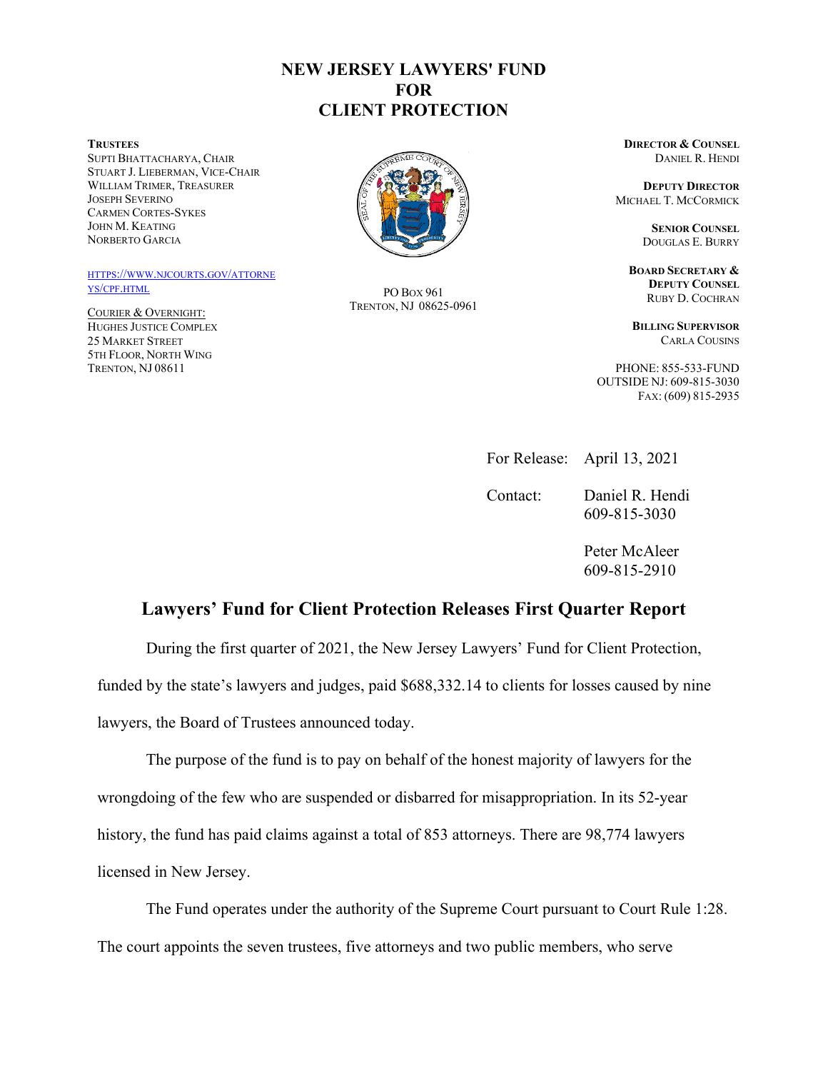# NEW JERSEY LAWYERS' FUND FOR CLIENT PROTECTION

**TRUSTEES**
SUPTI BHATTACHARYA, CHAIR
STUART J. LIEBERMAN, VICE-CHAIR
WILLIAM TRIMER, TREASURER
JOSEPH SEVERINO
CARMEN CORTES-SYKES
JOHN M. KEATING
NORBERTO GARCIA

HTTPS://WWW.NJCOURTS.GOV/ATTORNEYS/CPF.HTML

COURIER & OVERNIGHT:
HUGHES JUSTICE COMPLEX
25 MARKET STREET
5TH FLOOR, NORTH WING
TRENTON, NJ 08611

PO BOX 961
TRENTON, NJ 08625-0961

**DIRECTOR & COUNSEL**
DANIEL R. HENDI

**DEPUTY DIRECTOR**
MICHAEL T. MCCORMICK

**SENIOR COUNSEL**
DOUGLAS E. BURRY

**BOARD SECRETARY & DEPUTY COUNSEL**
RUBY D. COCHRAN

**BILLING SUPERVISOR**
CARLA COUSINS

PHONE: 855-533-FUND
OUTSIDE NJ: 609-815-3030
FAX: (609) 815-2935

For Release: April 13, 2021

Contact: Daniel R. Hendi
609-815-3030

Peter McAleer
609-815-2910

## Lawyers' Fund for Client Protection Releases First Quarter Report

During the first quarter of 2021, the New Jersey Lawyers' Fund for Client Protection, funded by the state's lawyers and judges, paid $688,332.14 to clients for losses caused by nine lawyers, the Board of Trustees announced today.

The purpose of the fund is to pay on behalf of the honest majority of lawyers for the wrongdoing of the few who are suspended or disbarred for misappropriation. In its 52-year history, the fund has paid claims against a total of 853 attorneys. There are 98,774 lawyers licensed in New Jersey.

The Fund operates under the authority of the Supreme Court pursuant to Court Rule 1:28. The court appoints the seven trustees, five attorneys and two public members, who serve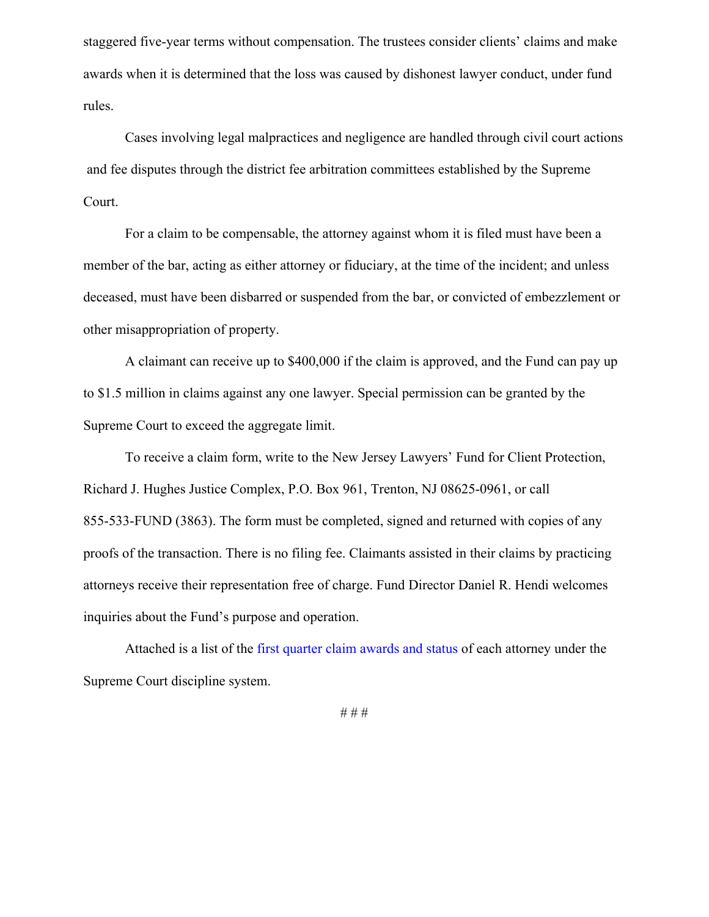staggered five-year terms without compensation. The trustees consider clients' claims and make awards when it is determined that the loss was caused by dishonest lawyer conduct, under fund rules.

Cases involving legal malpractices and negligence are handled through civil court actions and fee disputes through the district fee arbitration committees established by the Supreme Court.

For a claim to be compensable, the attorney against whom it is filed must have been a member of the bar, acting as either attorney or fiduciary, at the time of the incident; and unless deceased, must have been disbarred or suspended from the bar, or convicted of embezzlement or other misappropriation of property.

A claimant can receive up to $400,000 if the claim is approved, and the Fund can pay up to $1.5 million in claims against any one lawyer. Special permission can be granted by the Supreme Court to exceed the aggregate limit.

To receive a claim form, write to the New Jersey Lawyers' Fund for Client Protection, Richard J. Hughes Justice Complex, P.O. Box 961, Trenton, NJ 08625-0961, or call 855-533-FUND (3863). The form must be completed, signed and returned with copies of any proofs of the transaction. There is no filing fee. Claimants assisted in their claims by practicing attorneys receive their representation free of charge. Fund Director Daniel R. Hendi welcomes inquiries about the Fund's purpose and operation.

Attached is a list of the first quarter claim awards and status of each attorney under the Supreme Court discipline system.

# # #